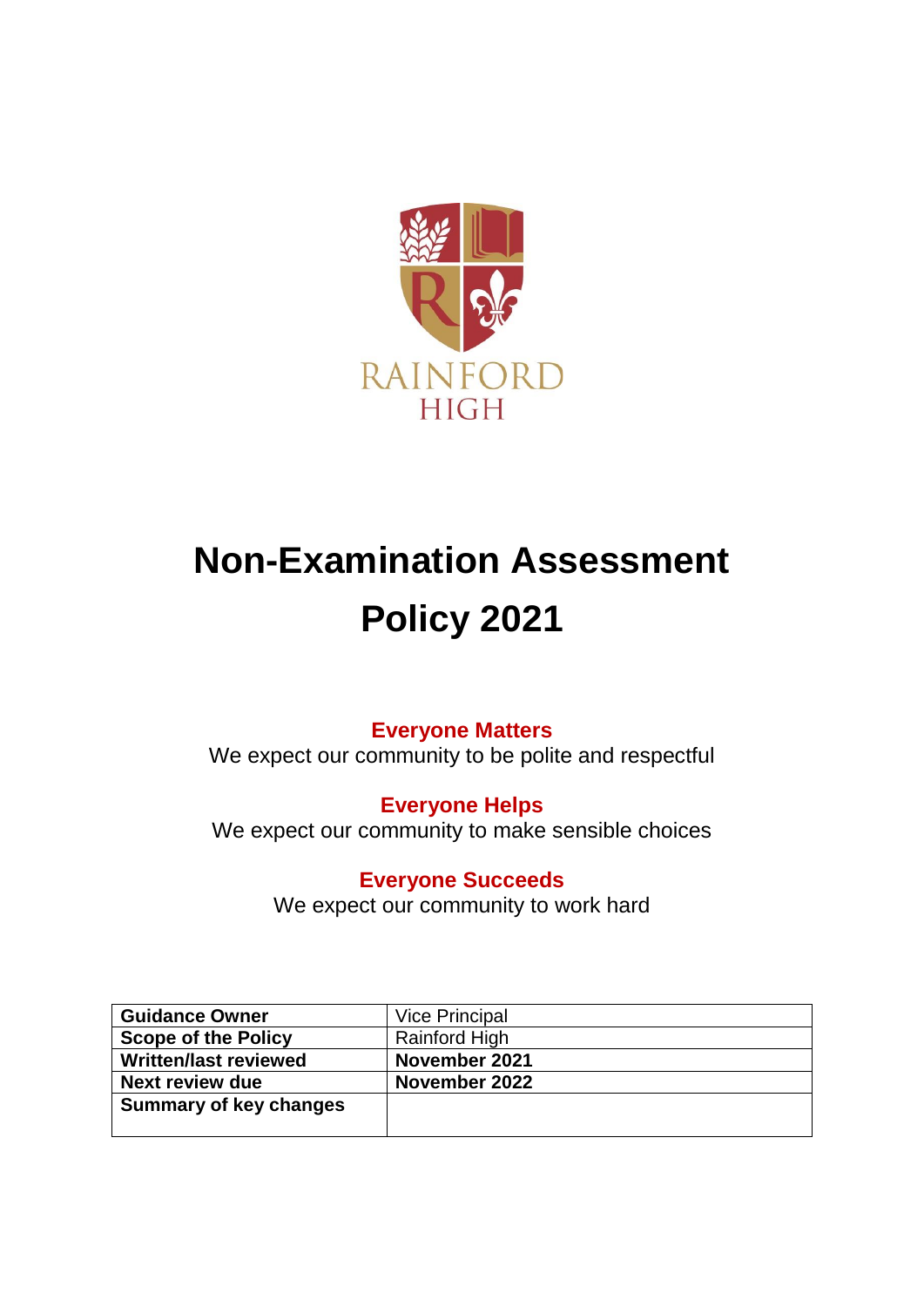RAINFORD
HIGH

# Non-Examination Assessment Policy 2021

**Everyone Matters**
We expect our community to be polite and respectful

**Everyone Helps**
We expect our community to make sensible choices

**Everyone Succeeds**
We expect our community to work hard

| **Guidance Owner** | Vice Principal |
|---|---|
| **Scope of the Policy** | Rainford High |
| **Written/last reviewed** | **November 2021** |
| **Next review due** | **November 2022** |
| **Summary of key changes** | |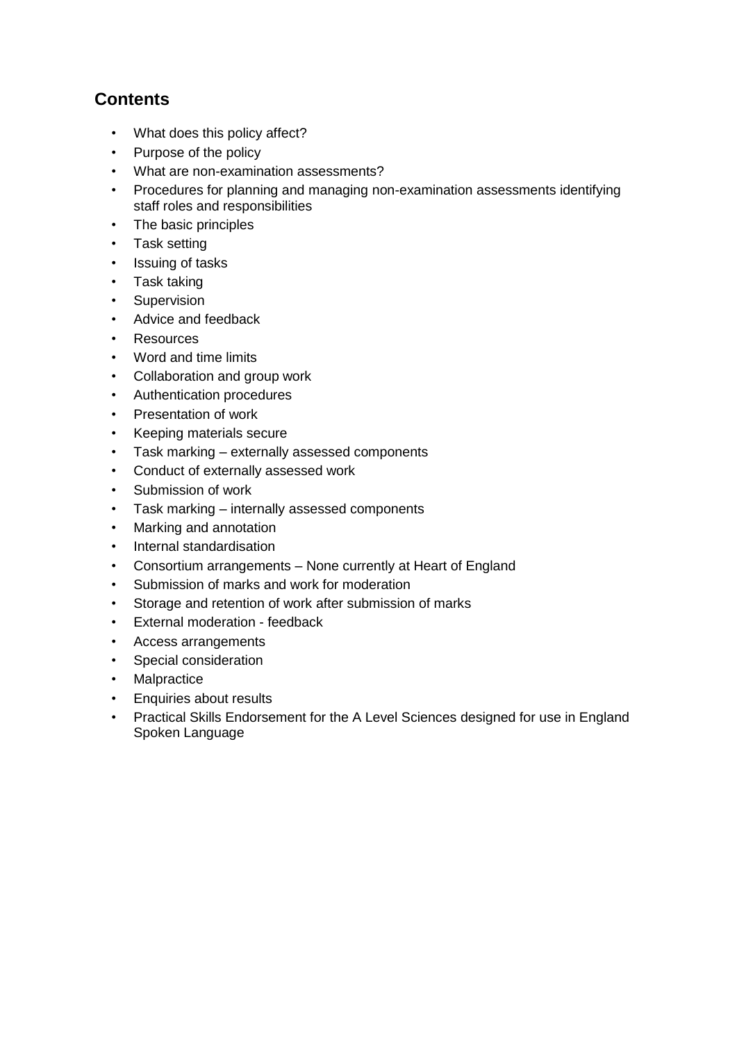## Contents

- What does this policy affect?
- Purpose of the policy
- What are non-examination assessments?
- Procedures for planning and managing non-examination assessments identifying staff roles and responsibilities
- The basic principles
- Task setting
- Issuing of tasks
- Task taking
- Supervision
- Advice and feedback
- Resources
- Word and time limits
- Collaboration and group work
- Authentication procedures
- Presentation of work
- Keeping materials secure
- Task marking – externally assessed components
- Conduct of externally assessed work
- Submission of work
- Task marking – internally assessed components
- Marking and annotation
- Internal standardisation
- Consortium arrangements – None currently at Heart of England
- Submission of marks and work for moderation
- Storage and retention of work after submission of marks
- External moderation - feedback
- Access arrangements
- Special consideration
- Malpractice
- Enquiries about results
- Practical Skills Endorsement for the A Level Sciences designed for use in England Spoken Language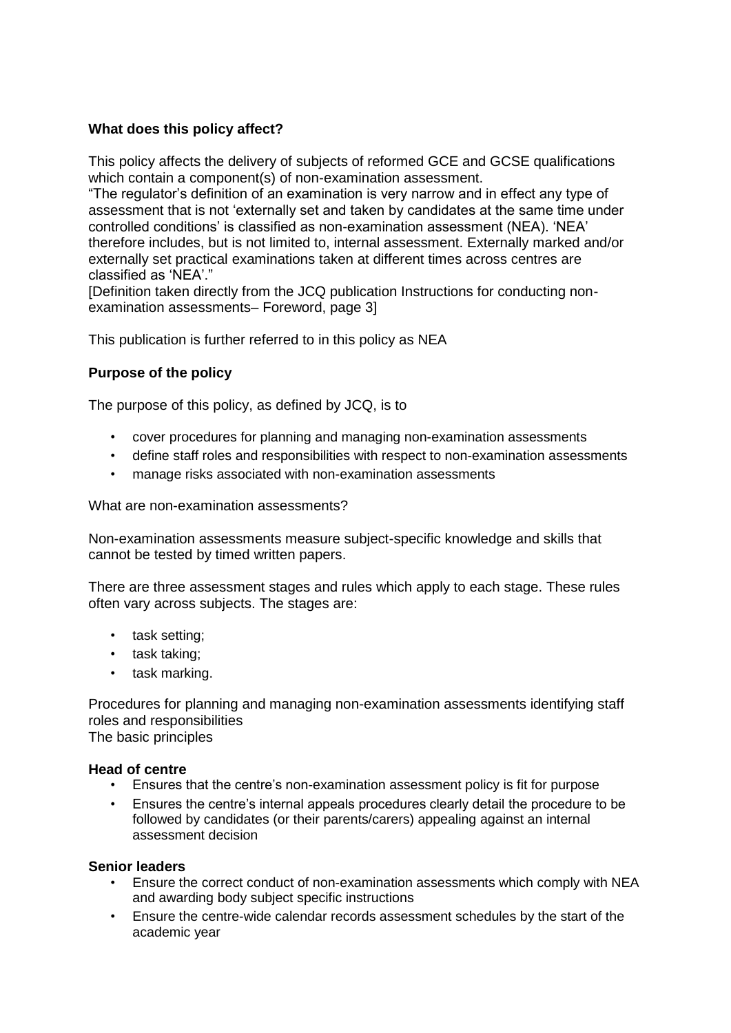**What does this policy affect?**

This policy affects the delivery of subjects of reformed GCE and GCSE qualifications which contain a component(s) of non-examination assessment.

"The regulator's definition of an examination is very narrow and in effect any type of assessment that is not 'externally set and taken by candidates at the same time under controlled conditions' is classified as non-examination assessment (NEA). 'NEA' therefore includes, but is not limited to, internal assessment. Externally marked and/or externally set practical examinations taken at different times across centres are classified as 'NEA'."

[Definition taken directly from the JCQ publication Instructions for conducting non-examination assessments– Foreword, page 3]

This publication is further referred to in this policy as NEA

**Purpose of the policy**

The purpose of this policy, as defined by JCQ, is to

- cover procedures for planning and managing non-examination assessments
- define staff roles and responsibilities with respect to non-examination assessments
- manage risks associated with non-examination assessments

What are non-examination assessments?

Non-examination assessments measure subject-specific knowledge and skills that cannot be tested by timed written papers.

There are three assessment stages and rules which apply to each stage. These rules often vary across subjects. The stages are:

- task setting;
- task taking;
- task marking.

Procedures for planning and managing non-examination assessments identifying staff roles and responsibilities
The basic principles

**Head of centre**

- Ensures that the centre's non-examination assessment policy is fit for purpose
- Ensures the centre's internal appeals procedures clearly detail the procedure to be followed by candidates (or their parents/carers) appealing against an internal assessment decision

**Senior leaders**

- Ensure the correct conduct of non-examination assessments which comply with NEA and awarding body subject specific instructions
- Ensure the centre-wide calendar records assessment schedules by the start of the academic year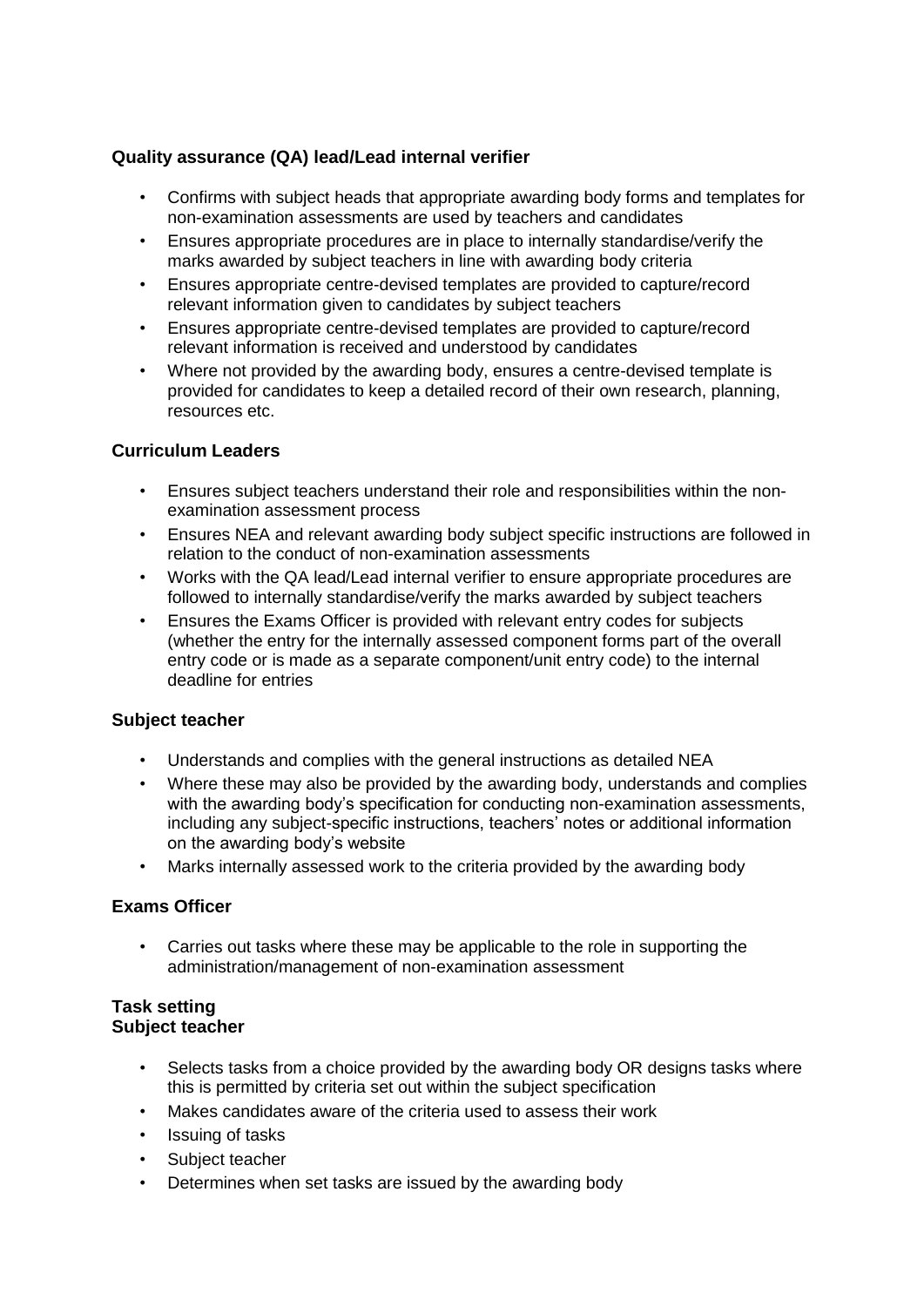### Quality assurance (QA) lead/Lead internal verifier

- Confirms with subject heads that appropriate awarding body forms and templates for non-examination assessments are used by teachers and candidates
- Ensures appropriate procedures are in place to internally standardise/verify the marks awarded by subject teachers in line with awarding body criteria
- Ensures appropriate centre-devised templates are provided to capture/record relevant information given to candidates by subject teachers
- Ensures appropriate centre-devised templates are provided to capture/record relevant information is received and understood by candidates
- Where not provided by the awarding body, ensures a centre-devised template is provided for candidates to keep a detailed record of their own research, planning, resources etc.

### Curriculum Leaders

- Ensures subject teachers understand their role and responsibilities within the non-examination assessment process
- Ensures NEA and relevant awarding body subject specific instructions are followed in relation to the conduct of non-examination assessments
- Works with the QA lead/Lead internal verifier to ensure appropriate procedures are followed to internally standardise/verify the marks awarded by subject teachers
- Ensures the Exams Officer is provided with relevant entry codes for subjects (whether the entry for the internally assessed component forms part of the overall entry code or is made as a separate component/unit entry code) to the internal deadline for entries

### Subject teacher

- Understands and complies with the general instructions as detailed NEA
- Where these may also be provided by the awarding body, understands and complies with the awarding body's specification for conducting non-examination assessments, including any subject-specific instructions, teachers' notes or additional information on the awarding body's website
- Marks internally assessed work to the criteria provided by the awarding body

### Exams Officer

- Carries out tasks where these may be applicable to the role in supporting the administration/management of non-examination assessment

### Task setting
### Subject teacher

- Selects tasks from a choice provided by the awarding body OR designs tasks where this is permitted by criteria set out within the subject specification
- Makes candidates aware of the criteria used to assess their work
- Issuing of tasks
- Subject teacher
- Determines when set tasks are issued by the awarding body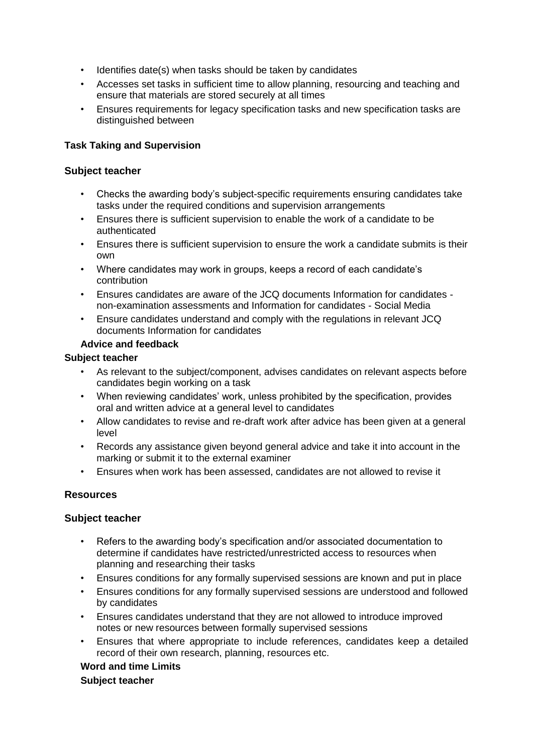- Identifies date(s) when tasks should be taken by candidates
- Accesses set tasks in sufficient time to allow planning, resourcing and teaching and ensure that materials are stored securely at all times
- Ensures requirements for legacy specification tasks and new specification tasks are distinguished between

**Task Taking and Supervision**

**Subject teacher**

- Checks the awarding body's subject-specific requirements ensuring candidates take tasks under the required conditions and supervision arrangements
- Ensures there is sufficient supervision to enable the work of a candidate to be authenticated
- Ensures there is sufficient supervision to ensure the work a candidate submits is their own
- Where candidates may work in groups, keeps a record of each candidate's contribution
- Ensures candidates are aware of the JCQ documents Information for candidates - non-examination assessments and Information for candidates - Social Media
- Ensure candidates understand and comply with the regulations in relevant JCQ documents Information for candidates

**Advice and feedback**

**Subject teacher**

- As relevant to the subject/component, advises candidates on relevant aspects before candidates begin working on a task
- When reviewing candidates' work, unless prohibited by the specification, provides oral and written advice at a general level to candidates
- Allow candidates to revise and re-draft work after advice has been given at a general level
- Records any assistance given beyond general advice and take it into account in the marking or submit it to the external examiner
- Ensures when work has been assessed, candidates are not allowed to revise it

**Resources**

**Subject teacher**

- Refers to the awarding body's specification and/or associated documentation to determine if candidates have restricted/unrestricted access to resources when planning and researching their tasks
- Ensures conditions for any formally supervised sessions are known and put in place
- Ensures conditions for any formally supervised sessions are understood and followed by candidates
- Ensures candidates understand that they are not allowed to introduce improved notes or new resources between formally supervised sessions
- Ensures that where appropriate to include references, candidates keep a detailed record of their own research, planning, resources etc.

**Word and time Limits**

**Subject teacher**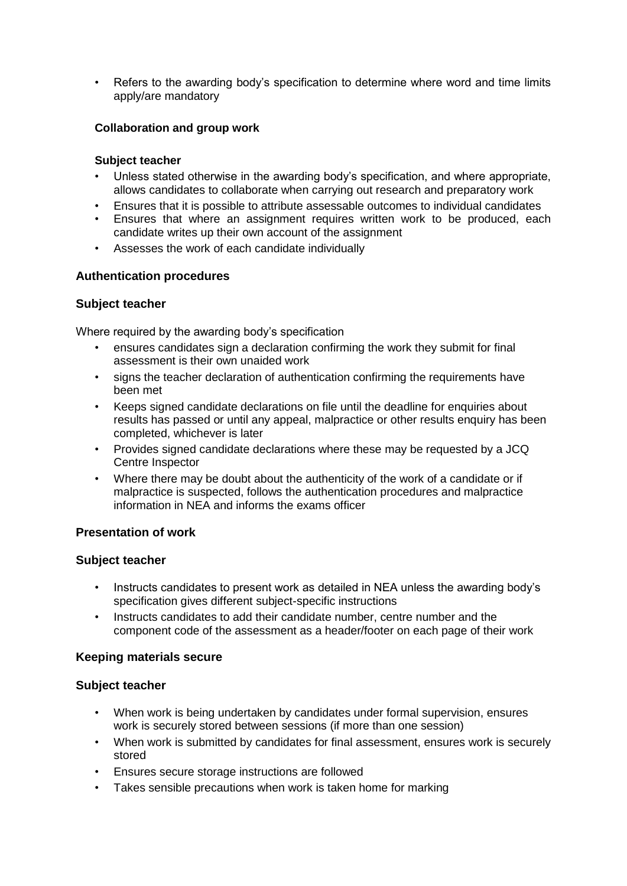- Refers to the awarding body's specification to determine where word and time limits apply/are mandatory

#### Collaboration and group work

#### Subject teacher

- Unless stated otherwise in the awarding body's specification, and where appropriate, allows candidates to collaborate when carrying out research and preparatory work
- Ensures that it is possible to attribute assessable outcomes to individual candidates
- Ensures that where an assignment requires written work to be produced, each candidate writes up their own account of the assignment
- Assesses the work of each candidate individually

### Authentication procedures

### Subject teacher

Where required by the awarding body's specification

- ensures candidates sign a declaration confirming the work they submit for final assessment is their own unaided work
- signs the teacher declaration of authentication confirming the requirements have been met
- Keeps signed candidate declarations on file until the deadline for enquiries about results has passed or until any appeal, malpractice or other results enquiry has been completed, whichever is later
- Provides signed candidate declarations where these may be requested by a JCQ Centre Inspector
- Where there may be doubt about the authenticity of the work of a candidate or if malpractice is suspected, follows the authentication procedures and malpractice information in NEA and informs the exams officer

### Presentation of work

### Subject teacher

- Instructs candidates to present work as detailed in NEA unless the awarding body's specification gives different subject-specific instructions
- Instructs candidates to add their candidate number, centre number and the component code of the assessment as a header/footer on each page of their work

### Keeping materials secure

### Subject teacher

- When work is being undertaken by candidates under formal supervision, ensures work is securely stored between sessions (if more than one session)
- When work is submitted by candidates for final assessment, ensures work is securely stored
- Ensures secure storage instructions are followed
- Takes sensible precautions when work is taken home for marking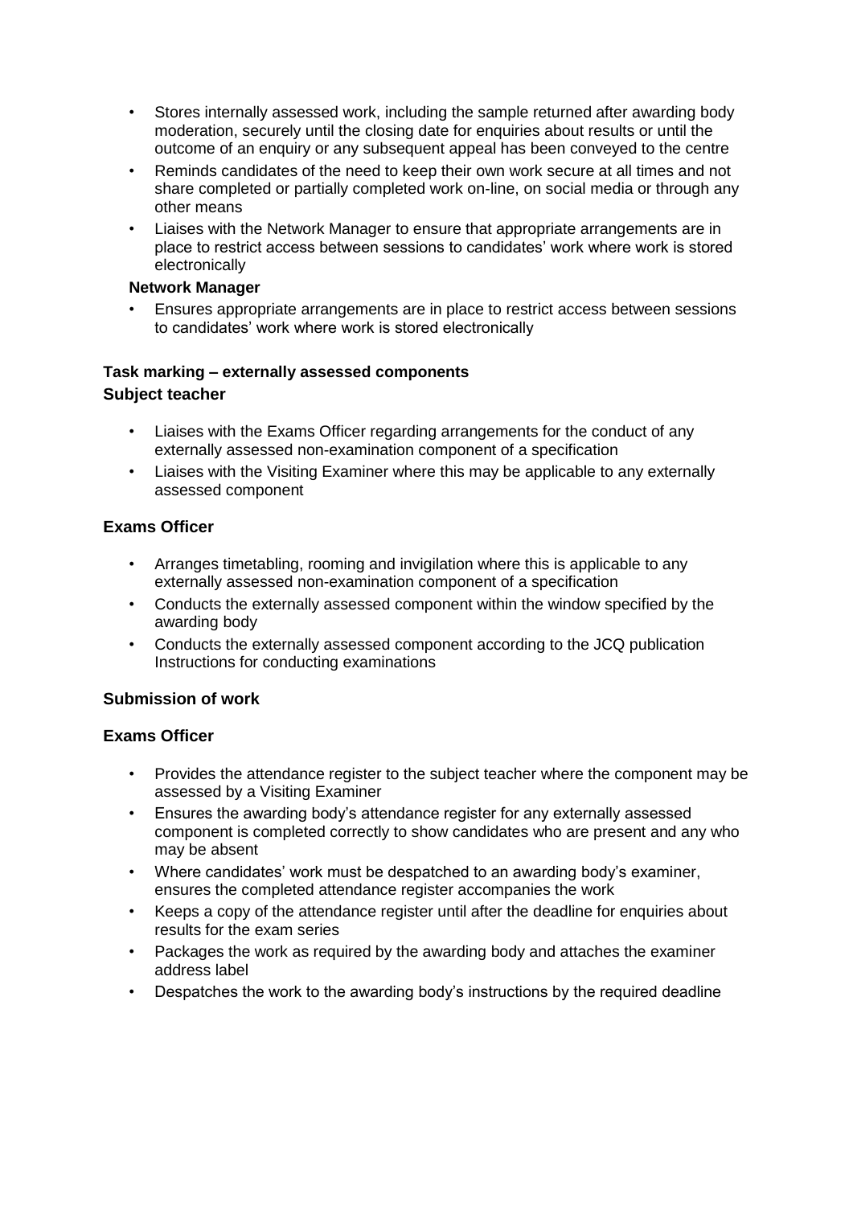- Stores internally assessed work, including the sample returned after awarding body moderation, securely until the closing date for enquiries about results or until the outcome of an enquiry or any subsequent appeal has been conveyed to the centre
- Reminds candidates of the need to keep their own work secure at all times and not share completed or partially completed work on-line, on social media or through any other means
- Liaises with the Network Manager to ensure that appropriate arrangements are in place to restrict access between sessions to candidates' work where work is stored electronically

**Network Manager**

- Ensures appropriate arrangements are in place to restrict access between sessions to candidates' work where work is stored electronically

### Task marking – externally assessed components

### Subject teacher

- Liaises with the Exams Officer regarding arrangements for the conduct of any externally assessed non-examination component of a specification
- Liaises with the Visiting Examiner where this may be applicable to any externally assessed component

### Exams Officer

- Arranges timetabling, rooming and invigilation where this is applicable to any externally assessed non-examination component of a specification
- Conducts the externally assessed component within the window specified by the awarding body
- Conducts the externally assessed component according to the JCQ publication Instructions for conducting examinations

### Submission of work

### Exams Officer

- Provides the attendance register to the subject teacher where the component may be assessed by a Visiting Examiner
- Ensures the awarding body's attendance register for any externally assessed component is completed correctly to show candidates who are present and any who may be absent
- Where candidates' work must be despatched to an awarding body's examiner, ensures the completed attendance register accompanies the work
- Keeps a copy of the attendance register until after the deadline for enquiries about results for the exam series
- Packages the work as required by the awarding body and attaches the examiner address label
- Despatches the work to the awarding body's instructions by the required deadline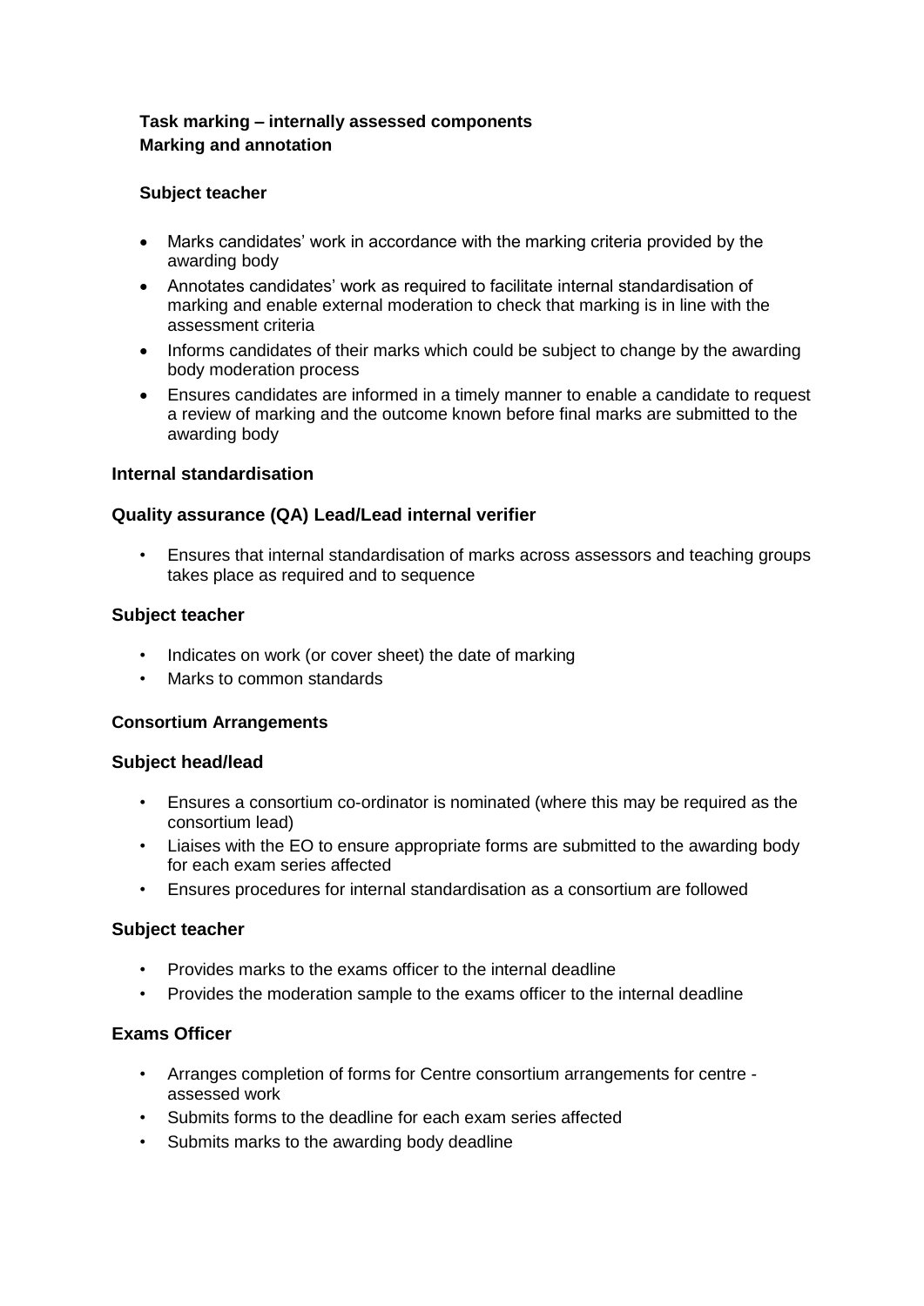**Task marking – internally assessed components**
**Marking and annotation**

**Subject teacher**

- Marks candidates' work in accordance with the marking criteria provided by the awarding body
- Annotates candidates' work as required to facilitate internal standardisation of marking and enable external moderation to check that marking is in line with the assessment criteria
- Informs candidates of their marks which could be subject to change by the awarding body moderation process
- Ensures candidates are informed in a timely manner to enable a candidate to request a review of marking and the outcome known before final marks are submitted to the awarding body

**Internal standardisation**

**Quality assurance (QA) Lead/Lead internal verifier**

- Ensures that internal standardisation of marks across assessors and teaching groups takes place as required and to sequence

**Subject teacher**

- Indicates on work (or cover sheet) the date of marking
- Marks to common standards

**Consortium Arrangements**

**Subject head/lead**

- Ensures a consortium co-ordinator is nominated (where this may be required as the consortium lead)
- Liaises with the EO to ensure appropriate forms are submitted to the awarding body for each exam series affected
- Ensures procedures for internal standardisation as a consortium are followed

**Subject teacher**

- Provides marks to the exams officer to the internal deadline
- Provides the moderation sample to the exams officer to the internal deadline

**Exams Officer**

- Arranges completion of forms for Centre consortium arrangements for centre - assessed work
- Submits forms to the deadline for each exam series affected
- Submits marks to the awarding body deadline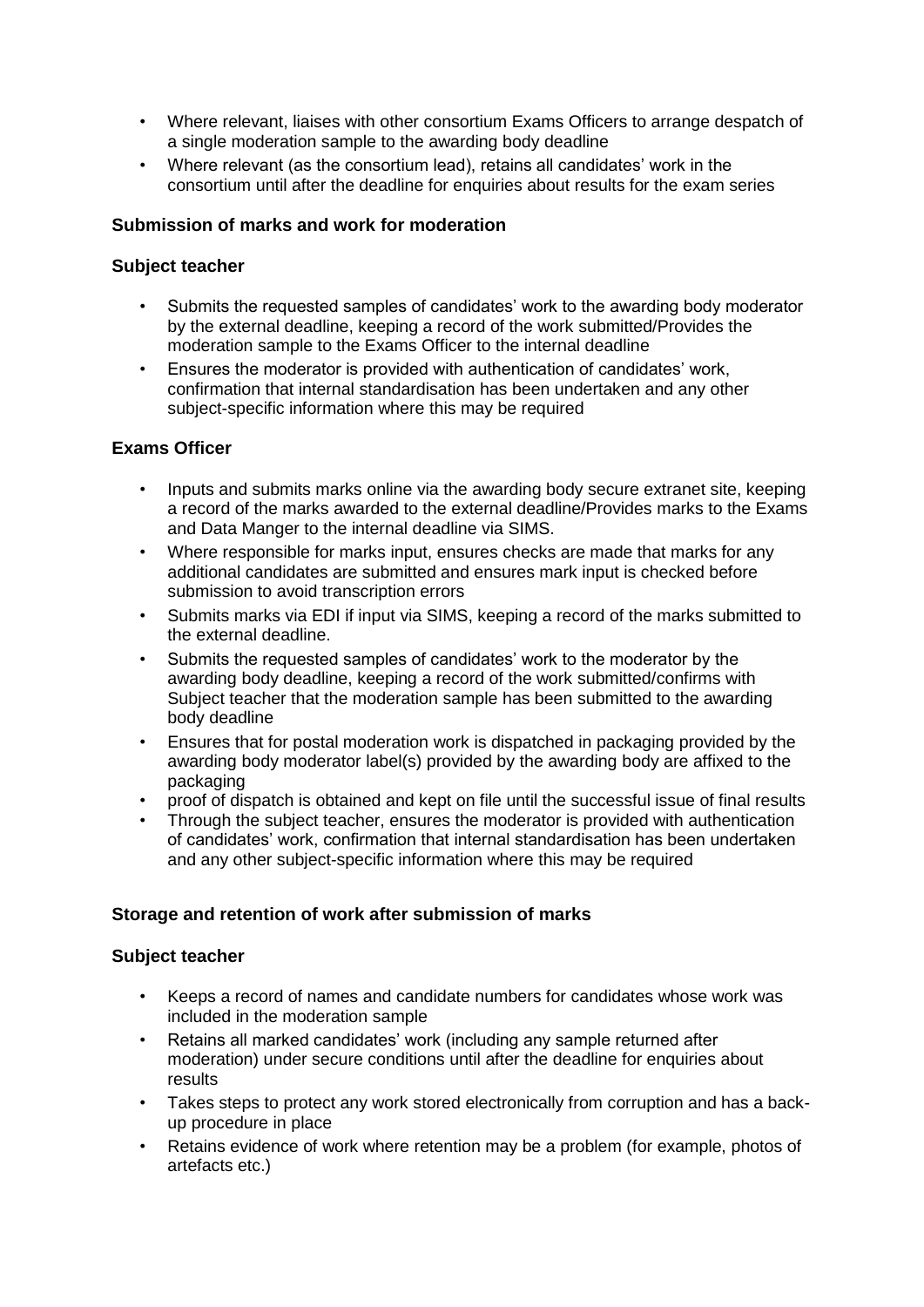- Where relevant, liaises with other consortium Exams Officers to arrange despatch of a single moderation sample to the awarding body deadline
- Where relevant (as the consortium lead), retains all candidates' work in the consortium until after the deadline for enquiries about results for the exam series

**Submission of marks and work for moderation**

**Subject teacher**

- Submits the requested samples of candidates' work to the awarding body moderator by the external deadline, keeping a record of the work submitted/Provides the moderation sample to the Exams Officer to the internal deadline
- Ensures the moderator is provided with authentication of candidates' work, confirmation that internal standardisation has been undertaken and any other subject-specific information where this may be required

**Exams Officer**

- Inputs and submits marks online via the awarding body secure extranet site, keeping a record of the marks awarded to the external deadline/Provides marks to the Exams and Data Manger to the internal deadline via SIMS.
- Where responsible for marks input, ensures checks are made that marks for any additional candidates are submitted and ensures mark input is checked before submission to avoid transcription errors
- Submits marks via EDI if input via SIMS, keeping a record of the marks submitted to the external deadline.
- Submits the requested samples of candidates' work to the moderator by the awarding body deadline, keeping a record of the work submitted/confirms with Subject teacher that the moderation sample has been submitted to the awarding body deadline
- Ensures that for postal moderation work is dispatched in packaging provided by the awarding body moderator label(s) provided by the awarding body are affixed to the packaging
- proof of dispatch is obtained and kept on file until the successful issue of final results
- Through the subject teacher, ensures the moderator is provided with authentication of candidates' work, confirmation that internal standardisation has been undertaken and any other subject-specific information where this may be required

**Storage and retention of work after submission of marks**

**Subject teacher**

- Keeps a record of names and candidate numbers for candidates whose work was included in the moderation sample
- Retains all marked candidates' work (including any sample returned after moderation) under secure conditions until after the deadline for enquiries about results
- Takes steps to protect any work stored electronically from corruption and has a back-up procedure in place
- Retains evidence of work where retention may be a problem (for example, photos of artefacts etc.)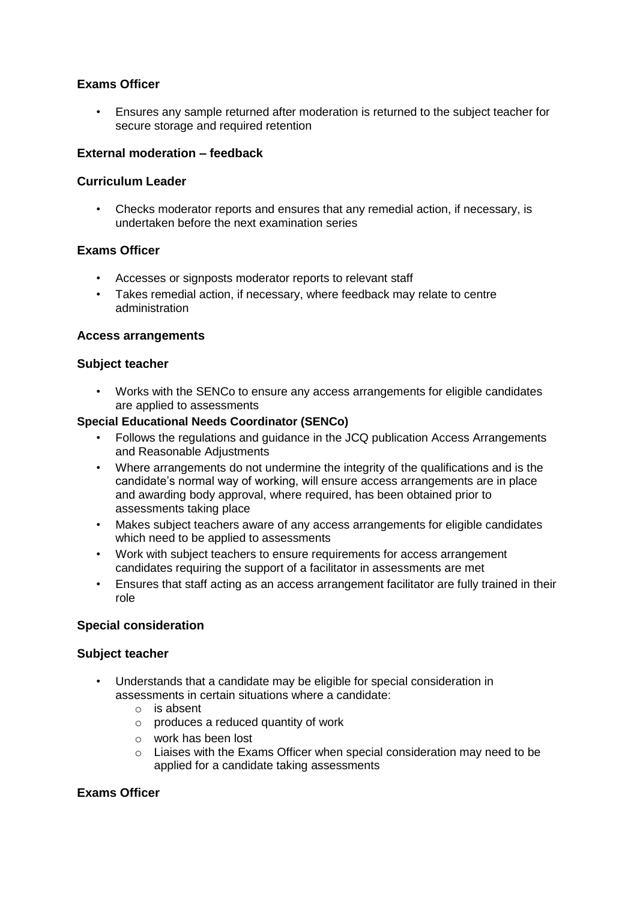**Exams Officer**

- Ensures any sample returned after moderation is returned to the subject teacher for secure storage and required retention

**External moderation – feedback**

**Curriculum Leader**

- Checks moderator reports and ensures that any remedial action, if necessary, is undertaken before the next examination series

**Exams Officer**

- Accesses or signposts moderator reports to relevant staff
- Takes remedial action, if necessary, where feedback may relate to centre administration

**Access arrangements**

**Subject teacher**

- Works with the SENCo to ensure any access arrangements for eligible candidates are applied to assessments

**Special Educational Needs Coordinator (SENCo)**

- Follows the regulations and guidance in the JCQ publication Access Arrangements and Reasonable Adjustments
- Where arrangements do not undermine the integrity of the qualifications and is the candidate's normal way of working, will ensure access arrangements are in place and awarding body approval, where required, has been obtained prior to assessments taking place
- Makes subject teachers aware of any access arrangements for eligible candidates which need to be applied to assessments
- Work with subject teachers to ensure requirements for access arrangement candidates requiring the support of a facilitator in assessments are met
- Ensures that staff acting as an access arrangement facilitator are fully trained in their role

**Special consideration**

**Subject teacher**

- Understands that a candidate may be eligible for special consideration in assessments in certain situations where a candidate:
  - is absent
  - produces a reduced quantity of work
  - work has been lost
  - Liaises with the Exams Officer when special consideration may need to be applied for a candidate taking assessments

**Exams Officer**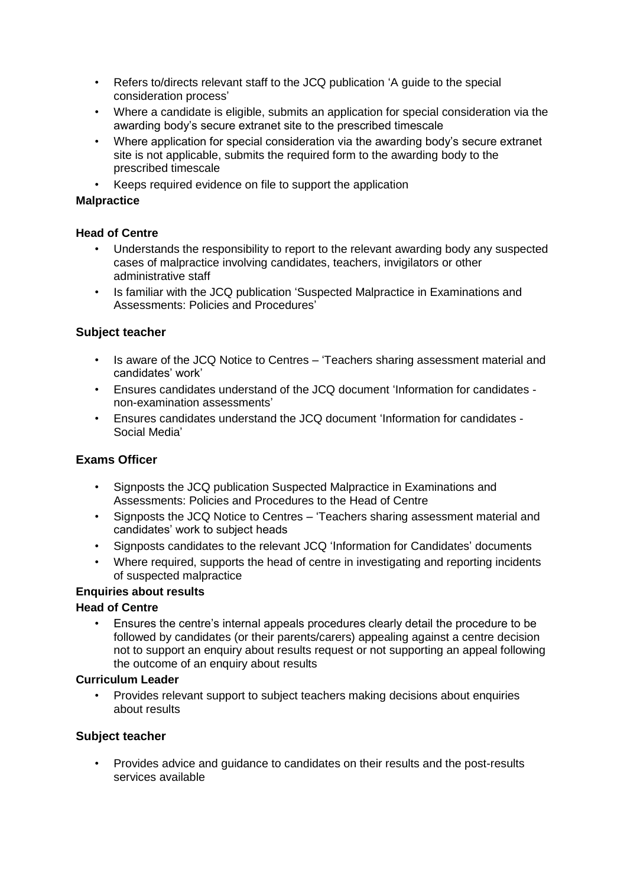- Refers to/directs relevant staff to the JCQ publication 'A guide to the special consideration process'
- Where a candidate is eligible, submits an application for special consideration via the awarding body's secure extranet site to the prescribed timescale
- Where application for special consideration via the awarding body's secure extranet site is not applicable, submits the required form to the awarding body to the prescribed timescale
- Keeps required evidence on file to support the application

**Malpractice**

**Head of Centre**

- Understands the responsibility to report to the relevant awarding body any suspected cases of malpractice involving candidates, teachers, invigilators or other administrative staff
- Is familiar with the JCQ publication 'Suspected Malpractice in Examinations and Assessments: Policies and Procedures'

**Subject teacher**

- Is aware of the JCQ Notice to Centres – 'Teachers sharing assessment material and candidates' work'
- Ensures candidates understand of the JCQ document 'Information for candidates - non-examination assessments'
- Ensures candidates understand the JCQ document 'Information for candidates - Social Media'

**Exams Officer**

- Signposts the JCQ publication Suspected Malpractice in Examinations and Assessments: Policies and Procedures to the Head of Centre
- Signposts the JCQ Notice to Centres – 'Teachers sharing assessment material and candidates' work to subject heads
- Signposts candidates to the relevant JCQ 'Information for Candidates' documents
- Where required, supports the head of centre in investigating and reporting incidents of suspected malpractice

**Enquiries about results**

**Head of Centre**

- Ensures the centre's internal appeals procedures clearly detail the procedure to be followed by candidates (or their parents/carers) appealing against a centre decision not to support an enquiry about results request or not supporting an appeal following the outcome of an enquiry about results

**Curriculum Leader**

- Provides relevant support to subject teachers making decisions about enquiries about results

**Subject teacher**

- Provides advice and guidance to candidates on their results and the post-results services available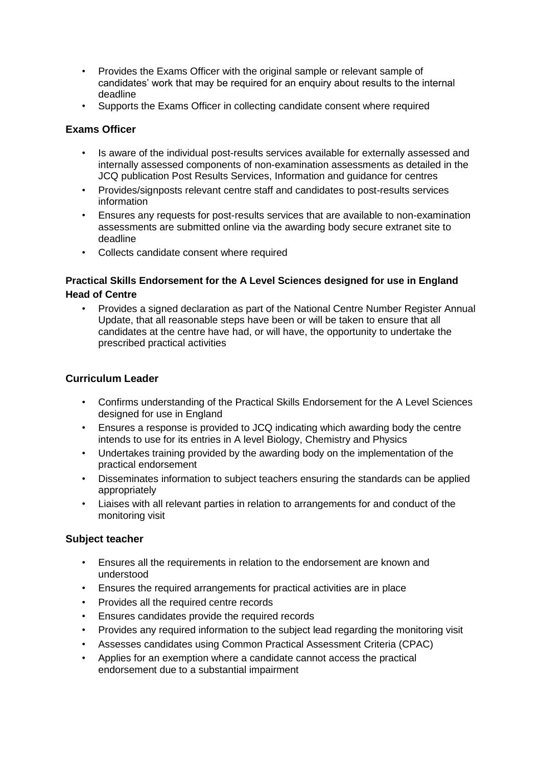- Provides the Exams Officer with the original sample or relevant sample of candidates' work that may be required for an enquiry about results to the internal deadline
- Supports the Exams Officer in collecting candidate consent where required

### Exams Officer

- Is aware of the individual post-results services available for externally assessed and internally assessed components of non-examination assessments as detailed in the JCQ publication Post Results Services, Information and guidance for centres
- Provides/signposts relevant centre staff and candidates to post-results services information
- Ensures any requests for post-results services that are available to non-examination assessments are submitted online via the awarding body secure extranet site to deadline
- Collects candidate consent where required

### Practical Skills Endorsement for the A Level Sciences designed for use in England

### Head of Centre

- Provides a signed declaration as part of the National Centre Number Register Annual Update, that all reasonable steps have been or will be taken to ensure that all candidates at the centre have had, or will have, the opportunity to undertake the prescribed practical activities

### Curriculum Leader

- Confirms understanding of the Practical Skills Endorsement for the A Level Sciences designed for use in England
- Ensures a response is provided to JCQ indicating which awarding body the centre intends to use for its entries in A level Biology, Chemistry and Physics
- Undertakes training provided by the awarding body on the implementation of the practical endorsement
- Disseminates information to subject teachers ensuring the standards can be applied appropriately
- Liaises with all relevant parties in relation to arrangements for and conduct of the monitoring visit

### Subject teacher

- Ensures all the requirements in relation to the endorsement are known and understood
- Ensures the required arrangements for practical activities are in place
- Provides all the required centre records
- Ensures candidates provide the required records
- Provides any required information to the subject lead regarding the monitoring visit
- Assesses candidates using Common Practical Assessment Criteria (CPAC)
- Applies for an exemption where a candidate cannot access the practical endorsement due to a substantial impairment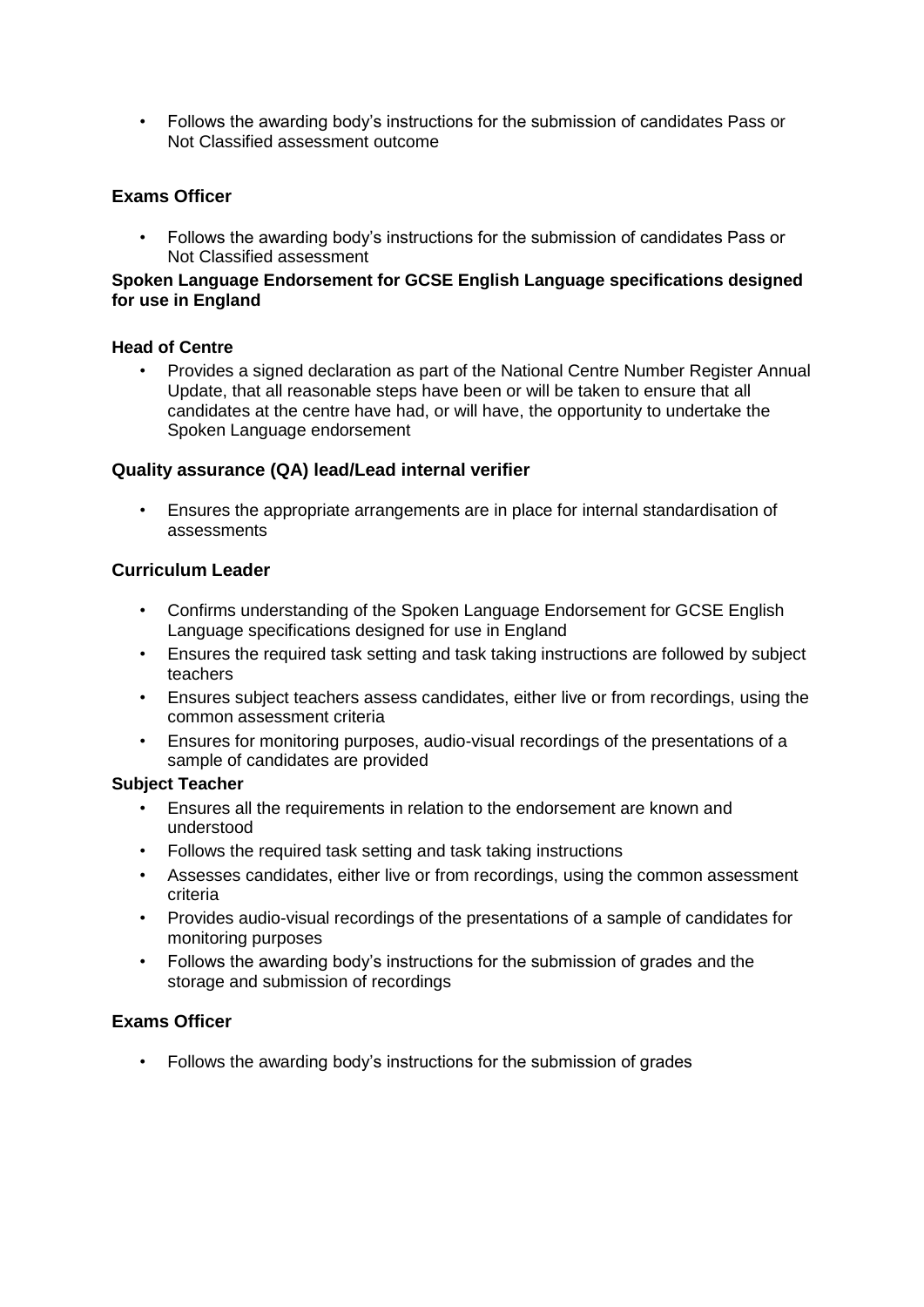- Follows the awarding body's instructions for the submission of candidates Pass or Not Classified assessment outcome

### Exams Officer

- Follows the awarding body's instructions for the submission of candidates Pass or Not Classified assessment

**Spoken Language Endorsement for GCSE English Language specifications designed for use in England**

### Head of Centre

- Provides a signed declaration as part of the National Centre Number Register Annual Update, that all reasonable steps have been or will be taken to ensure that all candidates at the centre have had, or will have, the opportunity to undertake the Spoken Language endorsement

### Quality assurance (QA) lead/Lead internal verifier

- Ensures the appropriate arrangements are in place for internal standardisation of assessments

### Curriculum Leader

- Confirms understanding of the Spoken Language Endorsement for GCSE English Language specifications designed for use in England
- Ensures the required task setting and task taking instructions are followed by subject teachers
- Ensures subject teachers assess candidates, either live or from recordings, using the common assessment criteria
- Ensures for monitoring purposes, audio-visual recordings of the presentations of a sample of candidates are provided

### Subject Teacher

- Ensures all the requirements in relation to the endorsement are known and understood
- Follows the required task setting and task taking instructions
- Assesses candidates, either live or from recordings, using the common assessment criteria
- Provides audio-visual recordings of the presentations of a sample of candidates for monitoring purposes
- Follows the awarding body's instructions for the submission of grades and the storage and submission of recordings

### Exams Officer

- Follows the awarding body's instructions for the submission of grades